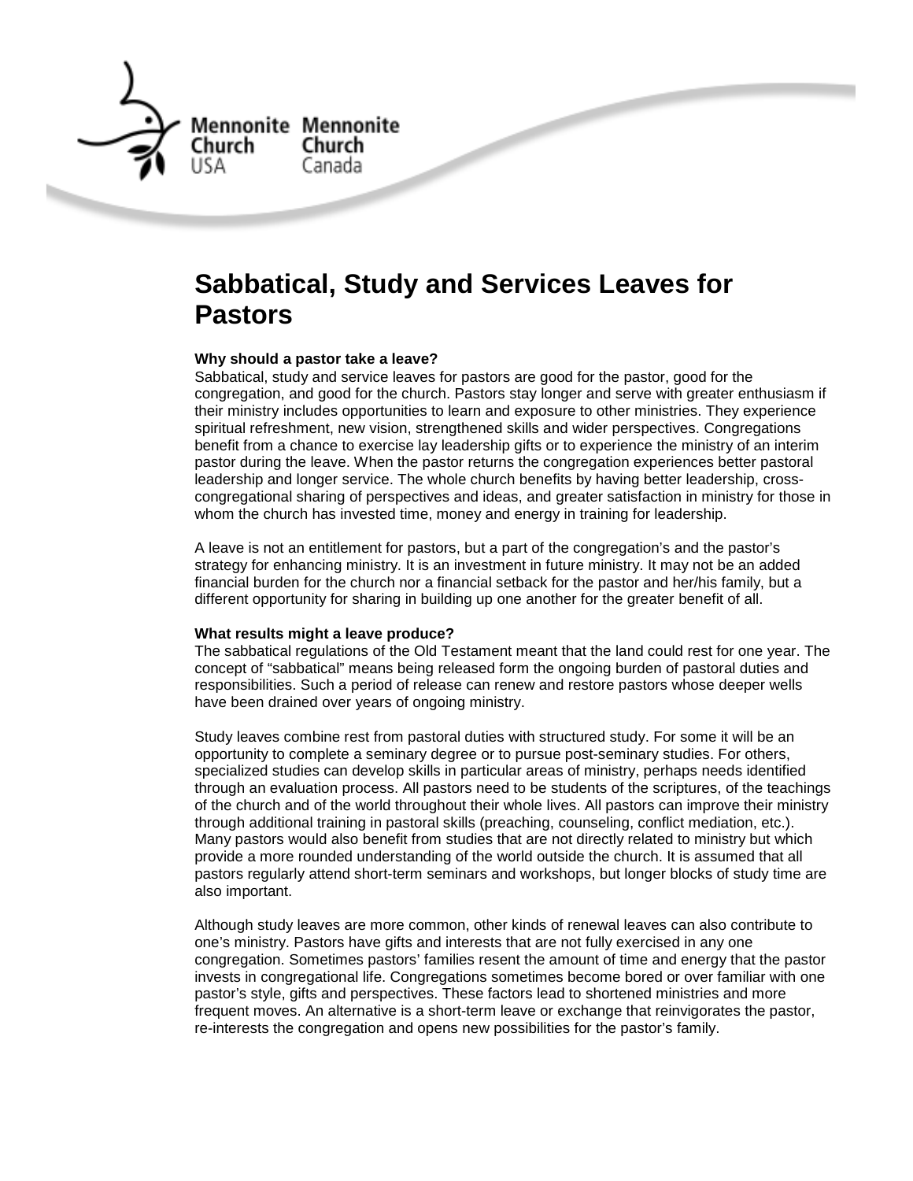Mennonite Church USA Mennonite Church Canada

# Sabbatical, Study and Services Leaves for Pastors

**Why should a pastor take a leave?**

Sabbatical, study and service leaves for pastors are good for the pastor, good for the congregation, and good for the church. Pastors stay longer and serve with greater enthusiasm if their ministry includes opportunities to learn and exposure to other ministries. They experience spiritual refreshment, new vision, strengthened skills and wider perspectives. Congregations benefit from a chance to exercise lay leadership gifts or to experience the ministry of an interim pastor during the leave. When the pastor returns the congregation experiences better pastoral leadership and longer service. The whole church benefits by having better leadership, cross-congregational sharing of perspectives and ideas, and greater satisfaction in ministry for those in whom the church has invested time, money and energy in training for leadership.

A leave is not an entitlement for pastors, but a part of the congregation's and the pastor's strategy for enhancing ministry. It is an investment in future ministry. It may not be an added financial burden for the church nor a financial setback for the pastor and her/his family, but a different opportunity for sharing in building up one another for the greater benefit of all.

**What results might a leave produce?**

The sabbatical regulations of the Old Testament meant that the land could rest for one year. The concept of "sabbatical" means being released form the ongoing burden of pastoral duties and responsibilities. Such a period of release can renew and restore pastors whose deeper wells have been drained over years of ongoing ministry.

Study leaves combine rest from pastoral duties with structured study. For some it will be an opportunity to complete a seminary degree or to pursue post-seminary studies. For others, specialized studies can develop skills in particular areas of ministry, perhaps needs identified through an evaluation process. All pastors need to be students of the scriptures, of the teachings of the church and of the world throughout their whole lives. All pastors can improve their ministry through additional training in pastoral skills (preaching, counseling, conflict mediation, etc.). Many pastors would also benefit from studies that are not directly related to ministry but which provide a more rounded understanding of the world outside the church. It is assumed that all pastors regularly attend short-term seminars and workshops, but longer blocks of study time are also important.

Although study leaves are more common, other kinds of renewal leaves can also contribute to one's ministry. Pastors have gifts and interests that are not fully exercised in any one congregation. Sometimes pastors' families resent the amount of time and energy that the pastor invests in congregational life. Congregations sometimes become bored or over familiar with one pastor's style, gifts and perspectives. These factors lead to shortened ministries and more frequent moves. An alternative is a short-term leave or exchange that reinvigorates the pastor, re-interests the congregation and opens new possibilities for the pastor's family.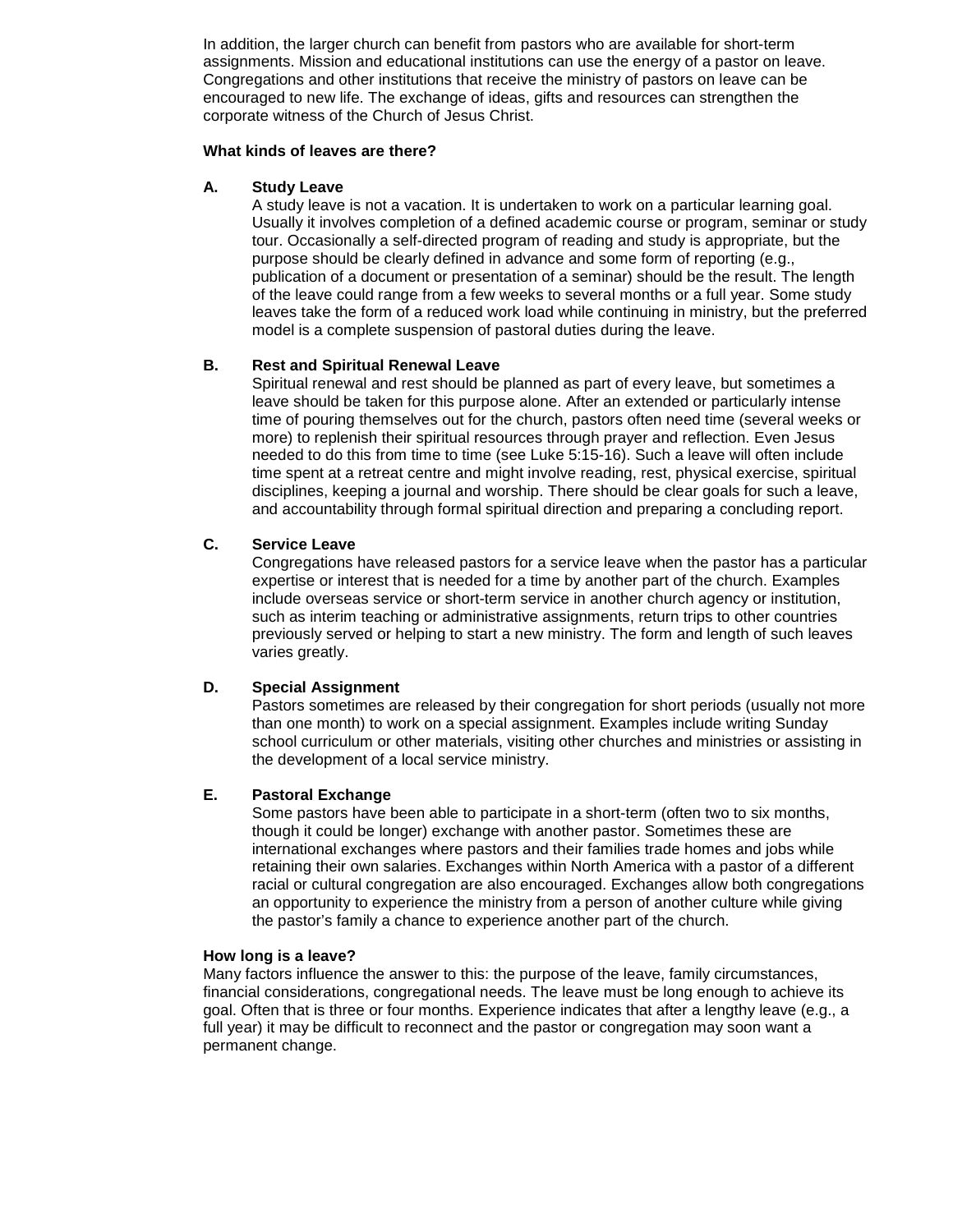In addition, the larger church can benefit from pastors who are available for short-term assignments. Mission and educational institutions can use the energy of a pastor on leave. Congregations and other institutions that receive the ministry of pastors on leave can be encouraged to new life. The exchange of ideas, gifts and resources can strengthen the corporate witness of the Church of Jesus Christ.

**What kinds of leaves are there?**

**A. Study Leave**

A study leave is not a vacation. It is undertaken to work on a particular learning goal. Usually it involves completion of a defined academic course or program, seminar or study tour. Occasionally a self-directed program of reading and study is appropriate, but the purpose should be clearly defined in advance and some form of reporting (e.g., publication of a document or presentation of a seminar) should be the result. The length of the leave could range from a few weeks to several months or a full year. Some study leaves take the form of a reduced work load while continuing in ministry, but the preferred model is a complete suspension of pastoral duties during the leave.

**B. Rest and Spiritual Renewal Leave**

Spiritual renewal and rest should be planned as part of every leave, but sometimes a leave should be taken for this purpose alone. After an extended or particularly intense time of pouring themselves out for the church, pastors often need time (several weeks or more) to replenish their spiritual resources through prayer and reflection. Even Jesus needed to do this from time to time (see Luke 5:15-16). Such a leave will often include time spent at a retreat centre and might involve reading, rest, physical exercise, spiritual disciplines, keeping a journal and worship. There should be clear goals for such a leave, and accountability through formal spiritual direction and preparing a concluding report.

**C. Service Leave**

Congregations have released pastors for a service leave when the pastor has a particular expertise or interest that is needed for a time by another part of the church. Examples include overseas service or short-term service in another church agency or institution, such as interim teaching or administrative assignments, return trips to other countries previously served or helping to start a new ministry. The form and length of such leaves varies greatly.

**D. Special Assignment**

Pastors sometimes are released by their congregation for short periods (usually not more than one month) to work on a special assignment. Examples include writing Sunday school curriculum or other materials, visiting other churches and ministries or assisting in the development of a local service ministry.

**E. Pastoral Exchange**

Some pastors have been able to participate in a short-term (often two to six months, though it could be longer) exchange with another pastor. Sometimes these are international exchanges where pastors and their families trade homes and jobs while retaining their own salaries. Exchanges within North America with a pastor of a different racial or cultural congregation are also encouraged. Exchanges allow both congregations an opportunity to experience the ministry from a person of another culture while giving the pastor's family a chance to experience another part of the church.

**How long is a leave?**

Many factors influence the answer to this: the purpose of the leave, family circumstances, financial considerations, congregational needs. The leave must be long enough to achieve its goal. Often that is three or four months. Experience indicates that after a lengthy leave (e.g., a full year) it may be difficult to reconnect and the pastor or congregation may soon want a permanent change.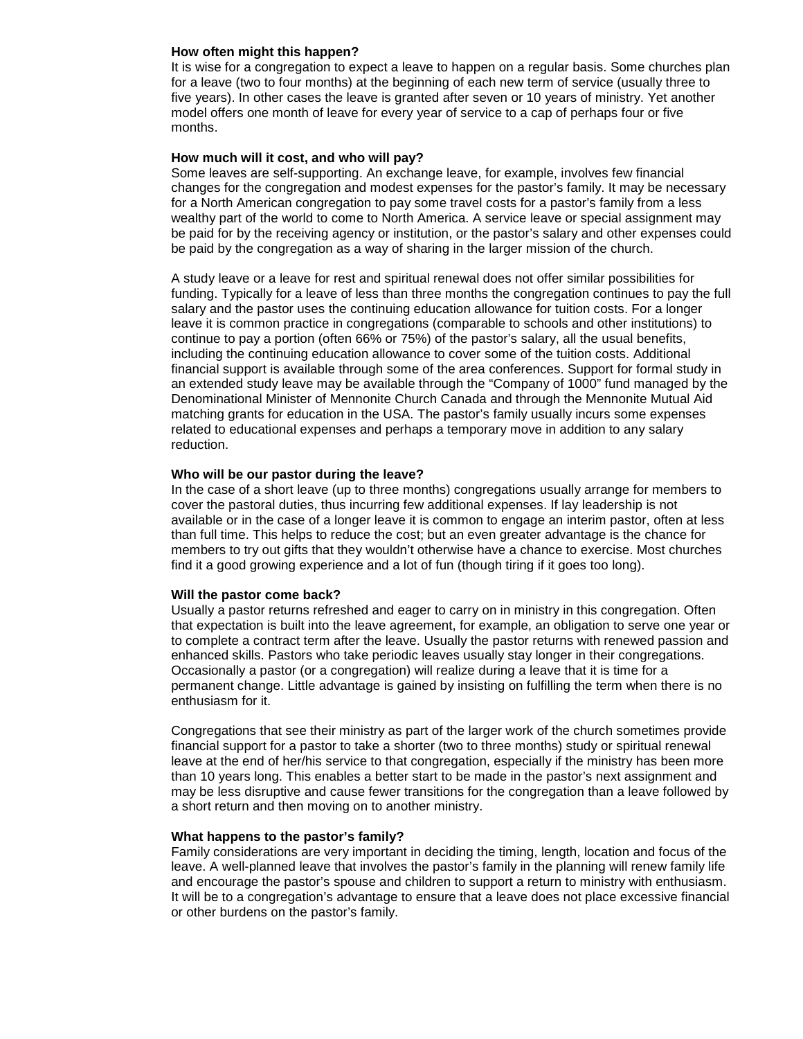**How often might this happen?**

It is wise for a congregation to expect a leave to happen on a regular basis. Some churches plan for a leave (two to four months) at the beginning of each new term of service (usually three to five years). In other cases the leave is granted after seven or 10 years of ministry. Yet another model offers one month of leave for every year of service to a cap of perhaps four or five months.

**How much will it cost, and who will pay?**

Some leaves are self-supporting. An exchange leave, for example, involves few financial changes for the congregation and modest expenses for the pastor's family. It may be necessary for a North American congregation to pay some travel costs for a pastor's family from a less wealthy part of the world to come to North America. A service leave or special assignment may be paid for by the receiving agency or institution, or the pastor's salary and other expenses could be paid by the congregation as a way of sharing in the larger mission of the church.

A study leave or a leave for rest and spiritual renewal does not offer similar possibilities for funding. Typically for a leave of less than three months the congregation continues to pay the full salary and the pastor uses the continuing education allowance for tuition costs. For a longer leave it is common practice in congregations (comparable to schools and other institutions) to continue to pay a portion (often 66% or 75%) of the pastor's salary, all the usual benefits, including the continuing education allowance to cover some of the tuition costs. Additional financial support is available through some of the area conferences. Support for formal study in an extended study leave may be available through the "Company of 1000" fund managed by the Denominational Minister of Mennonite Church Canada and through the Mennonite Mutual Aid matching grants for education in the USA. The pastor's family usually incurs some expenses related to educational expenses and perhaps a temporary move in addition to any salary reduction.

**Who will be our pastor during the leave?**

In the case of a short leave (up to three months) congregations usually arrange for members to cover the pastoral duties, thus incurring few additional expenses. If lay leadership is not available or in the case of a longer leave it is common to engage an interim pastor, often at less than full time. This helps to reduce the cost; but an even greater advantage is the chance for members to try out gifts that they wouldn't otherwise have a chance to exercise. Most churches find it a good growing experience and a lot of fun (though tiring if it goes too long).

**Will the pastor come back?**

Usually a pastor returns refreshed and eager to carry on in ministry in this congregation. Often that expectation is built into the leave agreement, for example, an obligation to serve one year or to complete a contract term after the leave. Usually the pastor returns with renewed passion and enhanced skills. Pastors who take periodic leaves usually stay longer in their congregations. Occasionally a pastor (or a congregation) will realize during a leave that it is time for a permanent change. Little advantage is gained by insisting on fulfilling the term when there is no enthusiasm for it.

Congregations that see their ministry as part of the larger work of the church sometimes provide financial support for a pastor to take a shorter (two to three months) study or spiritual renewal leave at the end of her/his service to that congregation, especially if the ministry has been more than 10 years long. This enables a better start to be made in the pastor's next assignment and may be less disruptive and cause fewer transitions for the congregation than a leave followed by a short return and then moving on to another ministry.

**What happens to the pastor's family?**

Family considerations are very important in deciding the timing, length, location and focus of the leave. A well-planned leave that involves the pastor's family in the planning will renew family life and encourage the pastor's spouse and children to support a return to ministry with enthusiasm. It will be to a congregation's advantage to ensure that a leave does not place excessive financial or other burdens on the pastor's family.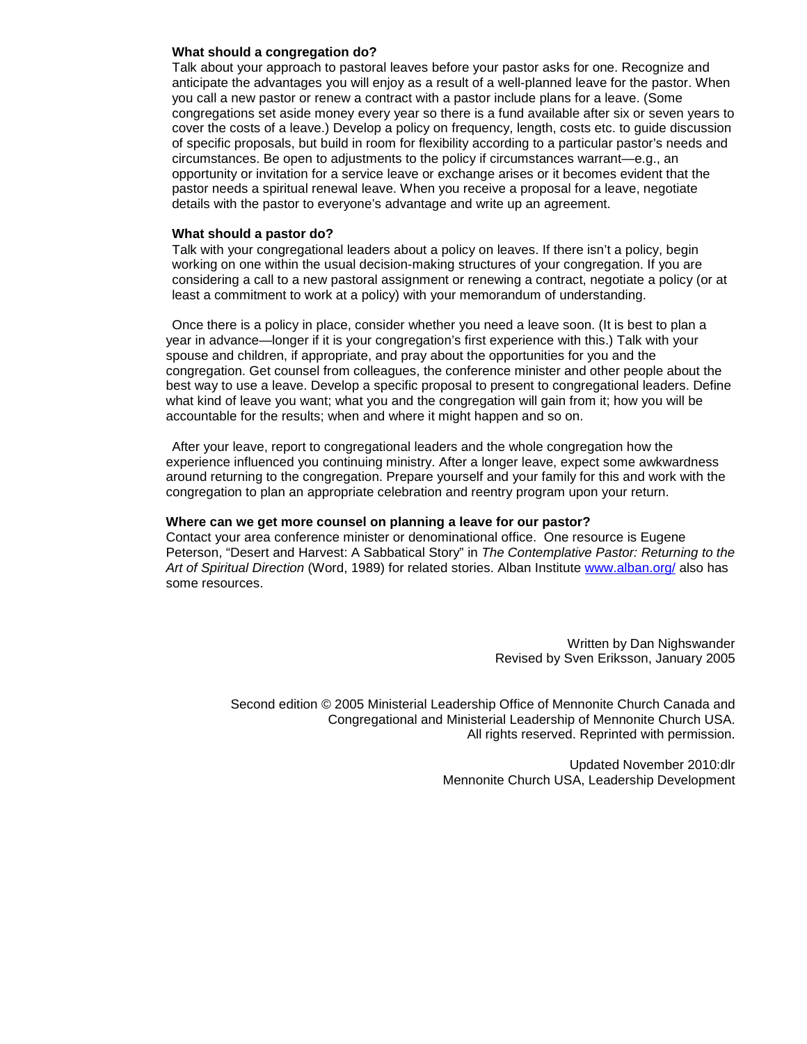**What should a congregation do?**

Talk about your approach to pastoral leaves before your pastor asks for one. Recognize and anticipate the advantages you will enjoy as a result of a well-planned leave for the pastor. When you call a new pastor or renew a contract with a pastor include plans for a leave. (Some congregations set aside money every year so there is a fund available after six or seven years to cover the costs of a leave.) Develop a policy on frequency, length, costs etc. to guide discussion of specific proposals, but build in room for flexibility according to a particular pastor's needs and circumstances. Be open to adjustments to the policy if circumstances warrant—e.g., an opportunity or invitation for a service leave or exchange arises or it becomes evident that the pastor needs a spiritual renewal leave. When you receive a proposal for a leave, negotiate details with the pastor to everyone's advantage and write up an agreement.

**What should a pastor do?**

Talk with your congregational leaders about a policy on leaves. If there isn't a policy, begin working on one within the usual decision-making structures of your congregation. If you are considering a call to a new pastoral assignment or renewing a contract, negotiate a policy (or at least a commitment to work at a policy) with your memorandum of understanding.

Once there is a policy in place, consider whether you need a leave soon. (It is best to plan a year in advance—longer if it is your congregation's first experience with this.) Talk with your spouse and children, if appropriate, and pray about the opportunities for you and the congregation. Get counsel from colleagues, the conference minister and other people about the best way to use a leave. Develop a specific proposal to present to congregational leaders. Define what kind of leave you want; what you and the congregation will gain from it; how you will be accountable for the results; when and where it might happen and so on.

After your leave, report to congregational leaders and the whole congregation how the experience influenced you continuing ministry. After a longer leave, expect some awkwardness around returning to the congregation. Prepare yourself and your family for this and work with the congregation to plan an appropriate celebration and reentry program upon your return.

**Where can we get more counsel on planning a leave for our pastor?**

Contact your area conference minister or denominational office. One resource is Eugene Peterson, "Desert and Harvest: A Sabbatical Story" in *The Contemplative Pastor: Returning to the Art of Spiritual Direction* (Word, 1989) for related stories. Alban Institute www.alban.org/ also has some resources.

Written by Dan Nighswander
Revised by Sven Eriksson, January 2005

Second edition © 2005 Ministerial Leadership Office of Mennonite Church Canada and Congregational and Ministerial Leadership of Mennonite Church USA.
All rights reserved. Reprinted with permission.

Updated November 2010:dlr
Mennonite Church USA, Leadership Development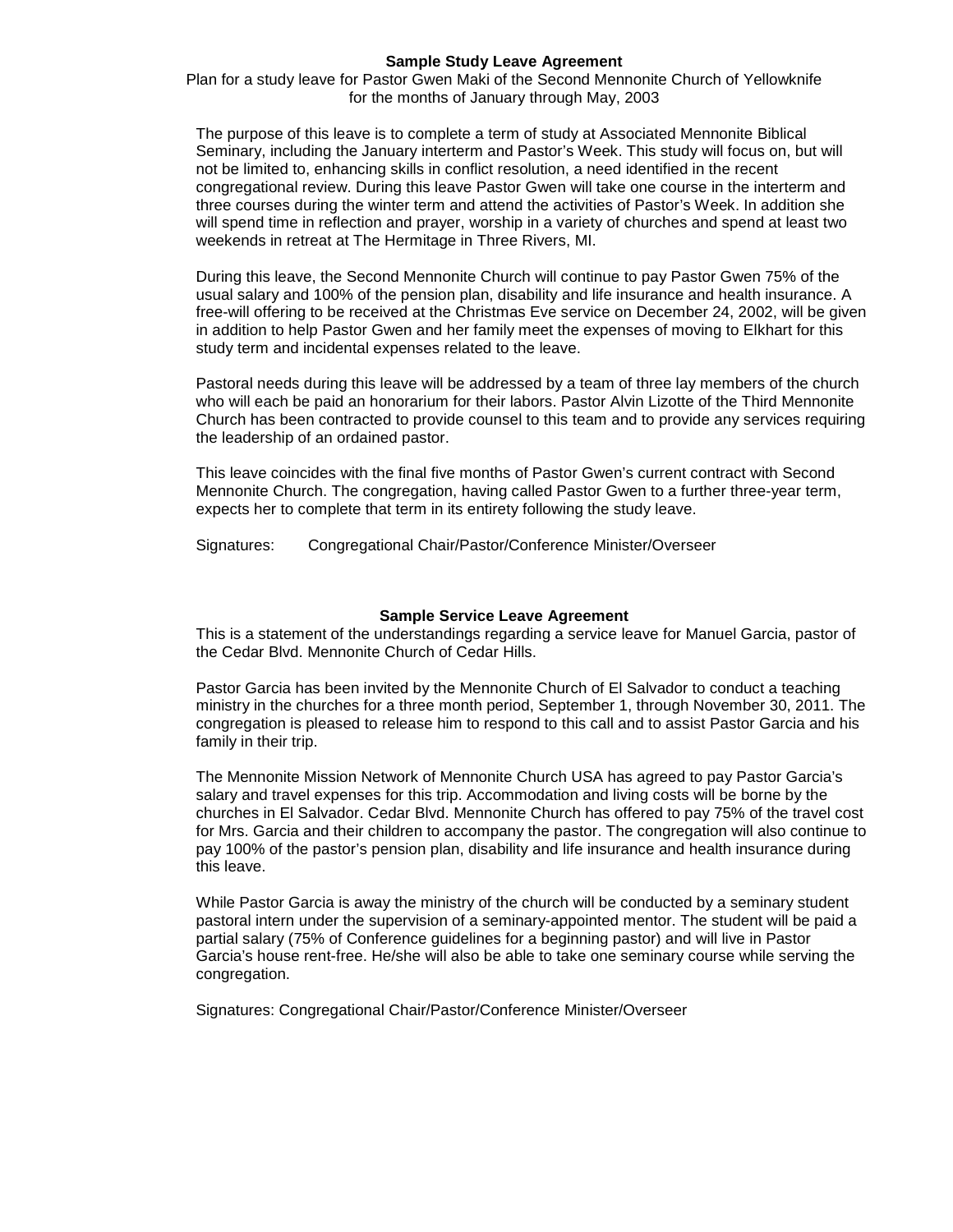## Sample Study Leave Agreement

Plan for a study leave for Pastor Gwen Maki of the Second Mennonite Church of Yellowknife for the months of January through May, 2003

The purpose of this leave is to complete a term of study at Associated Mennonite Biblical Seminary, including the January interterm and Pastor's Week. This study will focus on, but will not be limited to, enhancing skills in conflict resolution, a need identified in the recent congregational review. During this leave Pastor Gwen will take one course in the interterm and three courses during the winter term and attend the activities of Pastor's Week. In addition she will spend time in reflection and prayer, worship in a variety of churches and spend at least two weekends in retreat at The Hermitage in Three Rivers, MI.

During this leave, the Second Mennonite Church will continue to pay Pastor Gwen 75% of the usual salary and 100% of the pension plan, disability and life insurance and health insurance. A free-will offering to be received at the Christmas Eve service on December 24, 2002, will be given in addition to help Pastor Gwen and her family meet the expenses of moving to Elkhart for this study term and incidental expenses related to the leave.

Pastoral needs during this leave will be addressed by a team of three lay members of the church who will each be paid an honorarium for their labors. Pastor Alvin Lizotte of the Third Mennonite Church has been contracted to provide counsel to this team and to provide any services requiring the leadership of an ordained pastor.

This leave coincides with the final five months of Pastor Gwen's current contract with Second Mennonite Church. The congregation, having called Pastor Gwen to a further three-year term, expects her to complete that term in its entirety following the study leave.

Signatures: Congregational Chair/Pastor/Conference Minister/Overseer

## Sample Service Leave Agreement

This is a statement of the understandings regarding a service leave for Manuel Garcia, pastor of the Cedar Blvd. Mennonite Church of Cedar Hills.

Pastor Garcia has been invited by the Mennonite Church of El Salvador to conduct a teaching ministry in the churches for a three month period, September 1, through November 30, 2011. The congregation is pleased to release him to respond to this call and to assist Pastor Garcia and his family in their trip.

The Mennonite Mission Network of Mennonite Church USA has agreed to pay Pastor Garcia's salary and travel expenses for this trip. Accommodation and living costs will be borne by the churches in El Salvador. Cedar Blvd. Mennonite Church has offered to pay 75% of the travel cost for Mrs. Garcia and their children to accompany the pastor. The congregation will also continue to pay 100% of the pastor's pension plan, disability and life insurance and health insurance during this leave.

While Pastor Garcia is away the ministry of the church will be conducted by a seminary student pastoral intern under the supervision of a seminary-appointed mentor. The student will be paid a partial salary (75% of Conference guidelines for a beginning pastor) and will live in Pastor Garcia's house rent-free. He/she will also be able to take one seminary course while serving the congregation.

Signatures: Congregational Chair/Pastor/Conference Minister/Overseer